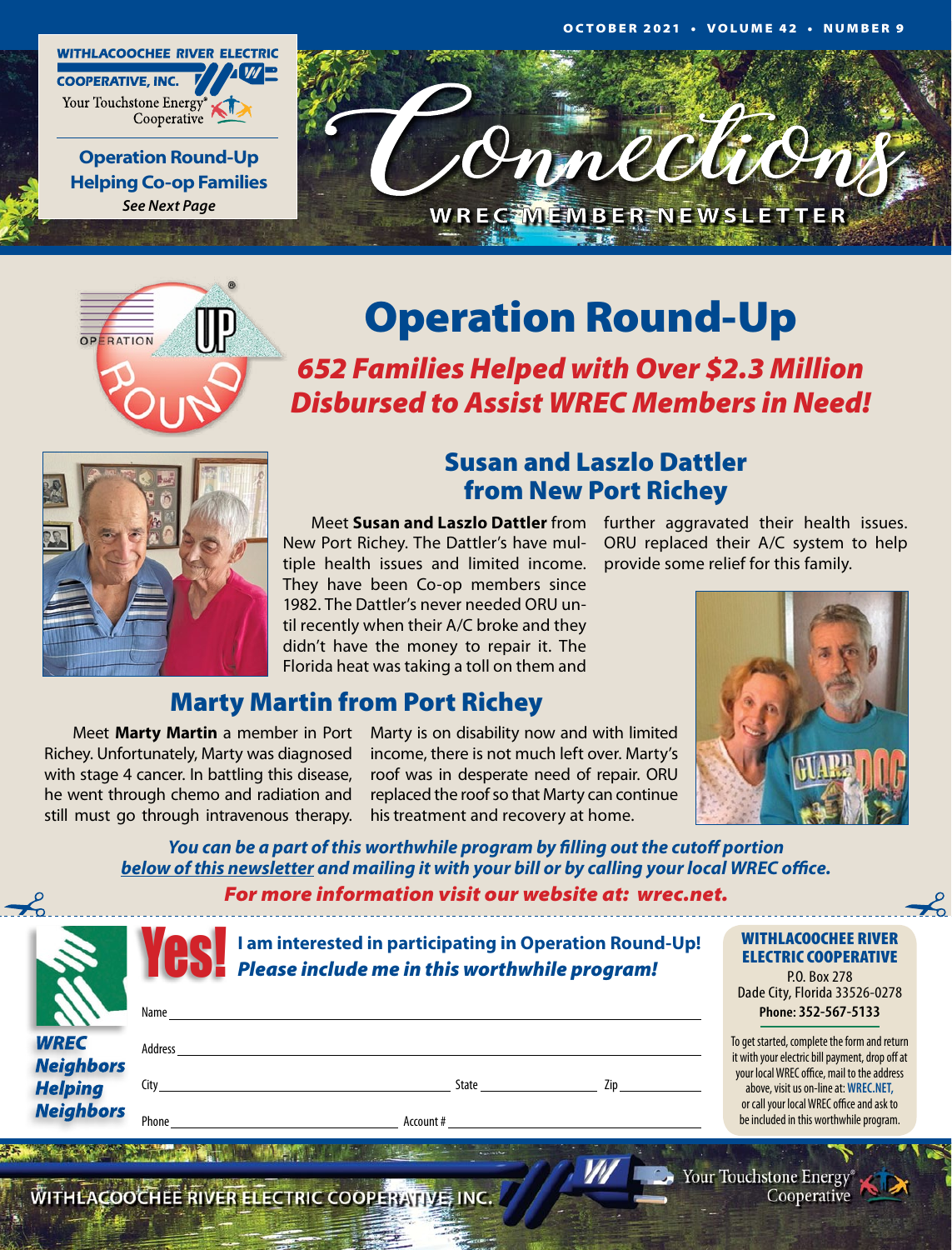WITHLACOOCHEE RIVER ELECTRIC COOPERATIVE, INC.
Your Touchstone Energy® Cooperative

**Operation Round-Up Helping Co-op Families**
*See Next Page*

# Connections
WREC MEMBER NEWSLETTER

# Operation Round-Up

## *652 Families Helped with Over $2.3 Million Disbursed to Assist WREC Members in Need!*

### Susan and Laszlo Dattler from New Port Richey

Meet **Susan and Laszlo Dattler** from New Port Richey. The Dattler's have multiple health issues and limited income. They have been Co-op members since 1982. The Dattler's never needed ORU until recently when their A/C broke and they didn't have the money to repair it. The Florida heat was taking a toll on them and further aggravated their health issues. ORU replaced their A/C system to help provide some relief for this family.

### Marty Martin from Port Richey

Meet **Marty Martin** a member in Port Richey. Unfortunately, Marty was diagnosed with stage 4 cancer. In battling this disease, he went through chemo and radiation and still must go through intravenous therapy. Marty is on disability now and with limited income, there is not much left over. Marty's roof was in desperate need of repair. ORU replaced the roof so that Marty can continue his treatment and recovery at home.

***You can be a part of this worthwhile program by filling out the cutoff portion below of this newsletter and mailing it with your bill or by calling your local WREC office.***

***For more information visit our website at: wrec.net.***

---

**WREC Neighbors Helping Neighbors**

**Yes! I am interested in participating in Operation Round-Up!**
***Please include me in this worthwhile program!***

Name ____________________

Address ____________________

City ____________ State ____________ Zip ____________

Phone ____________ Account # ____________

**WITHLACOOCHEE RIVER ELECTRIC COOPERATIVE**
P.O. Box 278
Dade City, Florida 33526-0278
**Phone: 352-567-5133**

To get started, complete the form and return it with your electric bill payment, drop off at your local WREC office, mail to the address above, visit us on-line at: **WREC.NET**, or call your local WREC office and ask to be included in this worthwhile program.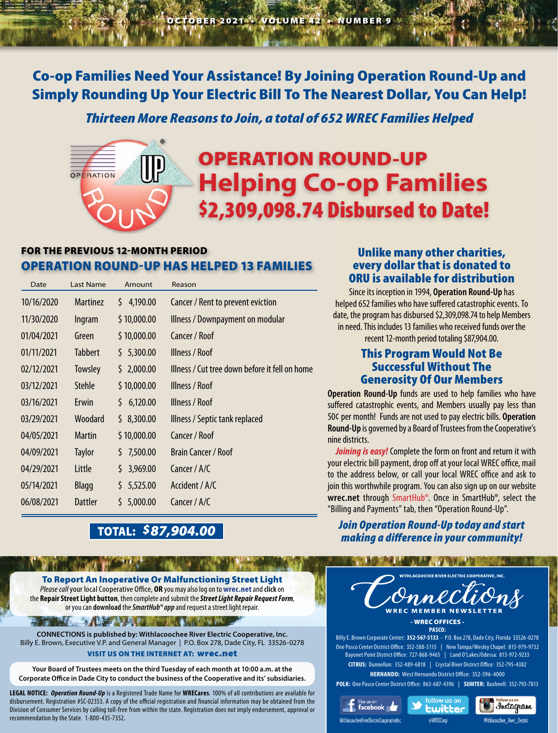# Co-op Families Need Your Assistance! By Joining Operation Round-Up and Simply Rounding Up Your Electric Bill To The Nearest Dollar, You Can Help!

*Thirteen More Reasons to Join, a total of 652 WREC Families Helped*

# OPERATION ROUND-UP
## Helping Co-op Families
## $2,309,098.74 Disbursed to Date!

### FOR THE PREVIOUS 12-MONTH PERIOD
### OPERATION ROUND-UP HAS HELPED 13 FAMILIES

| Date | Last Name | Amount | Reason |
|---|---|---|---|
| 10/16/2020 | Martinez | $ 4,190.00 | Cancer / Rent to prevent eviction |
| 11/30/2020 | Ingram | $ 10,000.00 | Illness / Downpayment on modular |
| 01/04/2021 | Green | $ 10,000.00 | Cancer / Roof |
| 01/11/2021 | Tabbert | $ 5,300.00 | Illness / Roof |
| 02/12/2021 | Towsley | $ 2,000.00 | Illness / Cut tree down before it fell on home |
| 03/12/2021 | Stehle | $ 10,000.00 | Illness / Roof |
| 03/16/2021 | Erwin | $ 6,120.00 | Illness / Roof |
| 03/29/2021 | Woodard | $ 8,300.00 | Illness / Septic tank replaced |
| 04/05/2021 | Martin | $ 10,000.00 | Cancer / Roof |
| 04/09/2021 | Taylor | $ 7,500.00 | Brain Cancer / Roof |
| 04/29/2021 | Little | $ 3,969.00 | Cancer / A/C |
| 05/14/2021 | Blagg | $ 5,525.00 | Accident / A/C |
| 06/08/2021 | Dattler | $ 5,000.00 | Cancer / A/C |

**TOTAL: $87,904.00**

### Unlike many other charities, every dollar that is donated to ORU is available for distribution

Since its inception in 1994, **Operation Round-Up** has helped 652 families who have suffered catastrophic events. To date, the program has disbursed $2,309,098.74 to help Members in need. This includes 13 families who received funds over the recent 12-month period totaling $87,904.00.

### This Program Would Not Be Successful Without The Generosity Of Our Members

**Operation Round-Up** funds are used to help families who have suffered catastrophic events, and Members usually pay less than 50¢ per month! Funds are not used to pay electric bills. **Operation Round-Up** is governed by a Board of Trustees from the Cooperative's nine districts.

***Joining is easy!*** Complete the form on front and return it with your electric bill payment, drop off at your local WREC office, mail to the address below, or call your local WREC office and ask to join this worthwhile program. You can also sign up on our website **wrec.net** through SmartHub®. Once in SmartHub®, select the "Billing and Payments" tab, then "Operation Round-Up".

***Join Operation Round-Up today and start making a difference in your community!***

**To Report An Inoperative Or Malfunctioning Street Light**
*Please call* your local Cooperative Office, **OR** you may also log on to **wrec.net** and **click** on the **Repair Street Light button**, then complete and submit the ***Street Light Repair Request Form***, or you can **download** the ***SmartHub® app*** and request a street light repair.

**CONNECTIONS is published by: Withlacoochee River Electric Cooperative, Inc.**
Billy E. Brown, Executive V.P. and General Manager | P.O. Box 278, Dade City, FL 33526-0278
**VISIT US ON THE INTERNET AT: wrec.net**

**Your Board of Trustees meets on the third Tuesday of each month at 10:00 a.m. at the Corporate Office in Dade City to conduct the business of the Cooperative and its' subsidiaries.**

**LEGAL NOTICE:** ***Operation Round-Up*** is a Registered Trade Name for **WRECares**. 100% of all contributions are available for disbursement. Registration #SC-02353. A copy of the official registration and financial information may be obtained from the Division of Consumer Services by calling toll-free from within the state. Registration does not imply endorsement, approval or recommendation by the State. 1-800-435-7352.

WITHLACOOCHEE RIVER ELECTRIC COOPERATIVE, INC.
**Connections**
WREC MEMBER NEWSLETTER

**- WREC OFFICES -**

**PASCO:**
Billy E. Brown Corporate Center: **352-567-5133** - P.O. Box 278, Dade City, Florida 33526-0278
One Pasco Center District Office: 352-588-5115 | New Tampa/Wesley Chapel: 813-979-9732
Bayonet Point District Office: 727-868-9465 | Land O'Lakes/Odessa: 813-972-9233

**CITRUS:** Dunnellon: 352-489-6818 | Crystal River District Office: 352-795-4382

**HERNANDO:** West Hernando District Office: 352-596-4000

**POLK:** One Pasco Center District Office: 863-687-4396 | **SUMTER:** Bushnell: 352-793-7813

like us on facebook — WithlacoocheeRiverElectricCooperativeInc
follow us on twitter — @WRECCoop
follow us on Instagram — Withlacoochee_River_Electric